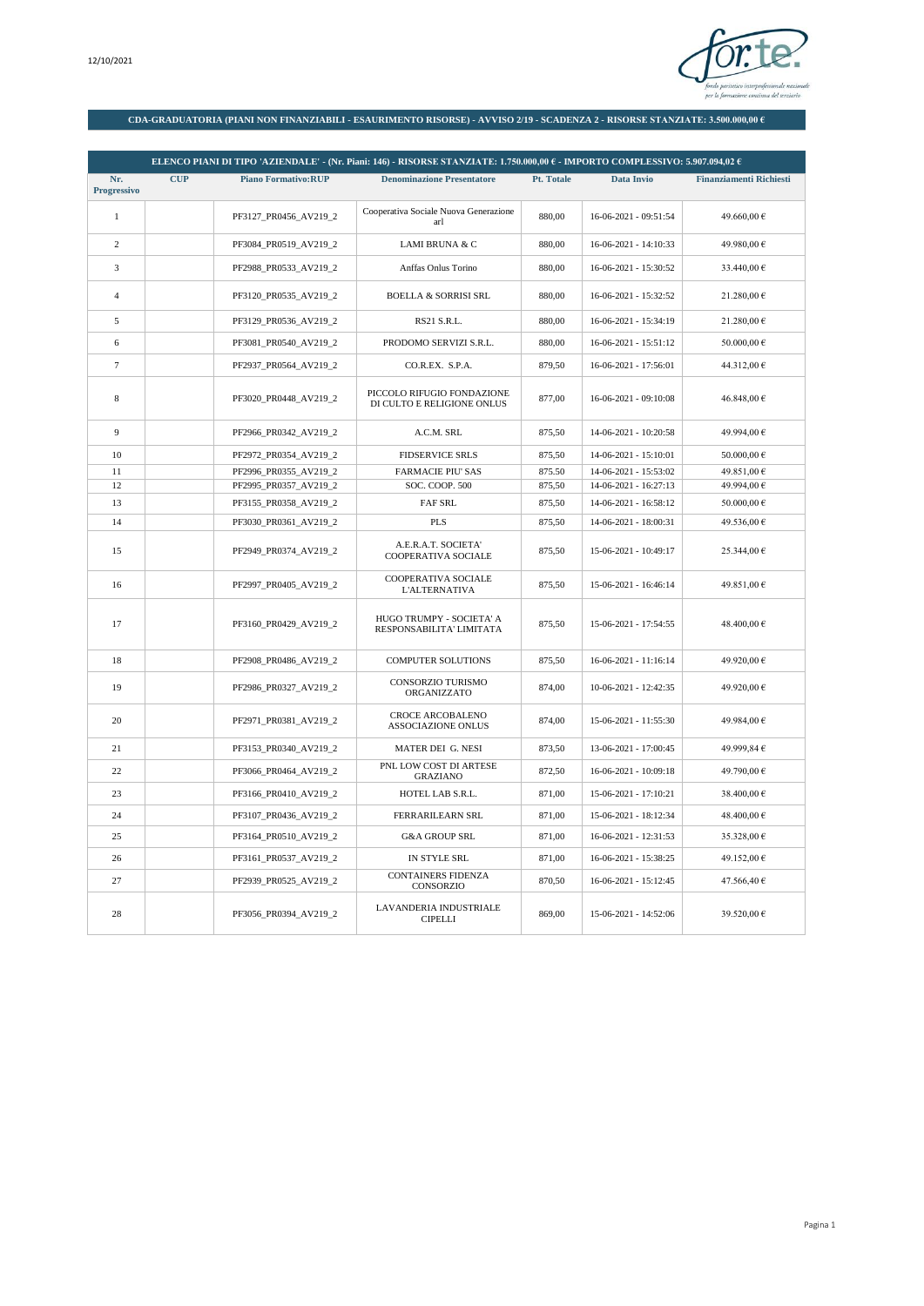12/10/2021

## CDA-GRADUATORIA (PIANI NON FINANZIABILI - ESAURIMENTO RISORSE) - AVVISO 2/19 - SCADENZA 2 - RISORSE STANZIATE: 3.500.000,00 €

| ELENCO PIANI DI TIPO 'AZIENDALE' - (Nr. Piani: 146) - RISORSE STANZIATE: 1.750.000,00 € - IMPORTO COMPLESSIVO: 5.907.094,02 € | | | | | | |
|---|---|---|---|---|---|---|
| **Nr. Progressivo** | **CUP** | **Piano Formativo:RUP** | **Denominazione Presentatore** | **Pt. Totale** | **Data Invio** | **Finanziamenti Richiesti** |
| 1 | | PF3127_PR0456_AV219_2 | Cooperativa Sociale Nuova Generazione arl | 880,00 | 16-06-2021 - 09:51:54 | 49.660,00 € |
| 2 | | PF3084_PR0519_AV219_2 | LAMI BRUNA & C | 880,00 | 16-06-2021 - 14:10:33 | 49.980,00 € |
| 3 | | PF2988_PR0533_AV219_2 | Anffas Onlus Torino | 880,00 | 16-06-2021 - 15:30:52 | 33.440,00 € |
| 4 | | PF3120_PR0535_AV219_2 | BOELLA & SORRISI SRL | 880,00 | 16-06-2021 - 15:32:52 | 21.280,00 € |
| 5 | | PF3129_PR0536_AV219_2 | RS21 S.R.L. | 880,00 | 16-06-2021 - 15:34:19 | 21.280,00 € |
| 6 | | PF3081_PR0540_AV219_2 | PRODOMO SERVIZI S.R.L. | 880,00 | 16-06-2021 - 15:51:12 | 50.000,00 € |
| 7 | | PF2937_PR0564_AV219_2 | CO.R.EX. S.P.A. | 879,50 | 16-06-2021 - 17:56:01 | 44.312,00 € |
| 8 | | PF3020_PR0448_AV219_2 | PICCOLO RIFUGIO FONDAZIONE DI CULTO E RELIGIONE ONLUS | 877,00 | 16-06-2021 - 09:10:08 | 46.848,00 € |
| 9 | | PF2966_PR0342_AV219_2 | A.C.M. SRL | 875,50 | 14-06-2021 - 10:20:58 | 49.994,00 € |
| 10 | | PF2972_PR0354_AV219_2 | FIDSERVICE SRLS | 875,50 | 14-06-2021 - 15:10:01 | 50.000,00 € |
| 11 | | PF2996_PR0355_AV219_2 | FARMACIE PIU' SAS | 875.50 | 14-06-2021 - 15:53:02 | 49.851,00 € |
| 12 | | PF2995_PR0357_AV219_2 | SOC. COOP. 500 | 875,50 | 14-06-2021 - 16:27:13 | 49.994,00 € |
| 13 | | PF3155_PR0358_AV219_2 | FAF SRL | 875,50 | 14-06-2021 - 16:58:12 | 50.000,00 € |
| 14 | | PF3030_PR0361_AV219_2 | PLS | 875,50 | 14-06-2021 - 18:00:31 | 49.536,00 € |
| 15 | | PF2949_PR0374_AV219_2 | A.E.R.A.T. SOCIETA' COOPERATIVA SOCIALE | 875,50 | 15-06-2021 - 10:49:17 | 25.344,00 € |
| 16 | | PF2997_PR0405_AV219_2 | COOPERATIVA SOCIALE L'ALTERNATIVA | 875,50 | 15-06-2021 - 16:46:14 | 49.851,00 € |
| 17 | | PF3160_PR0429_AV219_2 | HUGO TRUMPY - SOCIETA' A RESPONSABILITA' LIMITATA | 875,50 | 15-06-2021 - 17:54:55 | 48.400,00 € |
| 18 | | PF2908_PR0486_AV219_2 | COMPUTER SOLUTIONS | 875,50 | 16-06-2021 - 11:16:14 | 49.920,00 € |
| 19 | | PF2986_PR0327_AV219_2 | CONSORZIO TURISMO ORGANIZZATO | 874,00 | 10-06-2021 - 12:42:35 | 49.920,00 € |
| 20 | | PF2971_PR0381_AV219_2 | CROCE ARCOBALENO ASSOCIAZIONE ONLUS | 874,00 | 15-06-2021 - 11:55:30 | 49.984,00 € |
| 21 | | PF3153_PR0340_AV219_2 | MATER DEI G. NESI | 873,50 | 13-06-2021 - 17:00:45 | 49.999,84 € |
| 22 | | PF3066_PR0464_AV219_2 | PNL LOW COST DI ARTESE GRAZIANO | 872,50 | 16-06-2021 - 10:09:18 | 49.790,00 € |
| 23 | | PF3166_PR0410_AV219_2 | HOTEL LAB S.R.L. | 871,00 | 15-06-2021 - 17:10:21 | 38.400,00 € |
| 24 | | PF3107_PR0436_AV219_2 | FERRARILEARN SRL | 871,00 | 15-06-2021 - 18:12:34 | 48.400,00 € |
| 25 | | PF3164_PR0510_AV219_2 | G&A GROUP SRL | 871,00 | 16-06-2021 - 12:31:53 | 35.328,00 € |
| 26 | | PF3161_PR0537_AV219_2 | IN STYLE SRL | 871,00 | 16-06-2021 - 15:38:25 | 49.152,00 € |
| 27 | | PF2939_PR0525_AV219_2 | CONTAINERS FIDENZA CONSORZIO | 870,50 | 16-06-2021 - 15:12:45 | 47.566,40 € |
| 28 | | PF3056_PR0394_AV219_2 | LAVANDERIA INDUSTRIALE CIPELLI | 869,00 | 15-06-2021 - 14:52:06 | 39.520,00 € |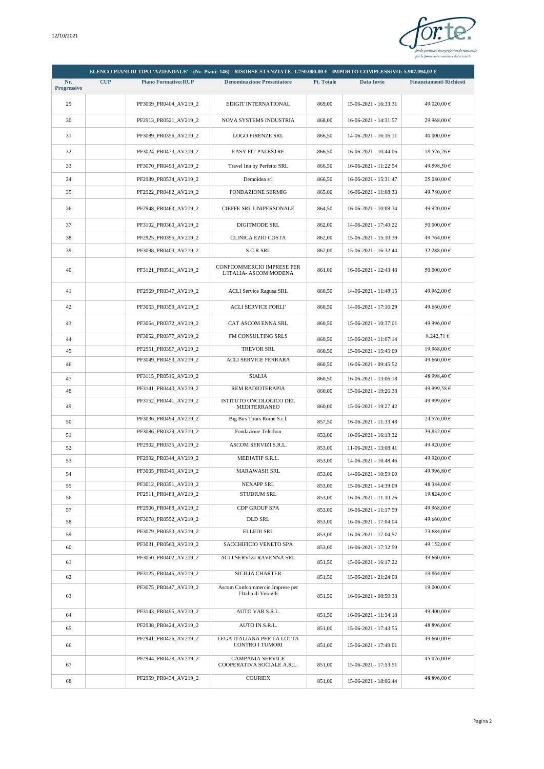| ELENCO PIANI DI TIPO 'AZIENDALE' - (Nr. Piani: 146) - RISORSE STANZIATE: 1.750.000,00 € - IMPORTO COMPLESSIVO: 5.907.094,02 € | | | | | | |
|---|---|---|---|---|---|---|
| Nr. Progressivo | CUP | Piano Formativo:RUP | Denominazione Presentatore | Pt. Totale | Data Invio | Finanziamenti Richiesti |
| 29 | | PF3059_PR0404_AV219_2 | EDIGIT INTERNATIONAL | 869,00 | 15-06-2021 - 16:33:31 | 49.020,00 € |
| 30 | | PF2913_PR0521_AV219_2 | NOVA SYSTEMS INDUSTRIA | 868,00 | 16-06-2021 - 14:31:57 | 29.968,00 € |
| 31 | | PF3089_PR0356_AV219_2 | LOGO FIRENZE SRL | 866,50 | 14-06-2021 - 16:16:11 | 40.000,00 € |
| 32 | | PF3024_PR0473_AV219_2 | EASY FIT PALESTRE | 866,50 | 16-06-2021 - 10:44:06 | 18.526,26 € |
| 33 | | PF3070_PR0493_AV219_2 | Travel Inn by Perfetto SRL | 866,50 | 16-06-2021 - 11:22:54 | 49.598,50 € |
| 34 | | PF2989_PR0534_AV219_2 | Demoidea srl | 866,50 | 16-06-2021 - 15:31:47 | 25.080,00 € |
| 35 | | PF2922_PR0482_AV219_2 | FONDAZIONE SERMIG | 865,00 | 16-06-2021 - 11:08:33 | 49.780,00 € |
| 36 | | PF2948_PR0463_AV219_2 | CIEFFE SRL UNIPERSONALE | 864,50 | 16-06-2021 - 10:08:34 | 49.920,00 € |
| 37 | | PF3102_PR0360_AV219_2 | DIGITMODE SRL | 862,00 | 14-06-2021 - 17:40:22 | 50.000,00 € |
| 38 | | PF2925_PR0395_AV219_2 | CLINICA EZIO COSTA | 862,00 | 15-06-2021 - 15:10:39 | 49.764,00 € |
| 39 | | PF3098_PR0403_AV219_2 | S.C.R SRL | 862,00 | 15-06-2021 - 16:32:44 | 32.288,00 € |
| 40 | | PF3121_PR0511_AV219_2 | CONFCOMMERCIO IMPRESE PER L'ITALIA- ASCOM MODENA | 861,00 | 16-06-2021 - 12:43:48 | 50.000,00 € |
| 41 | | PF2969_PR0347_AV219_2 | ACLI Service Ragusa SRL | 860,50 | 14-06-2021 - 11:48:15 | 49.962,00 € |
| 42 | | PF3053_PR0359_AV219_2 | ACLI SERVICE FORLI' | 860,50 | 14-06-2021 - 17:16:29 | 49.660,00 € |
| 43 | | PF3064_PR0372_AV219_2 | CAT ASCOM ENNA SRL | 860,50 | 15-06-2021 - 10:37:01 | 49.996,00 € |
| 44 | | PF3052_PR0377_AV219_2 | FM CONSULTING SRLS | 860,50 | 15-06-2021 - 11:07:14 | 8.242,71 € |
| 45 | | PF2951_PR0397_AV219_2 | TREVOR SRL | 860,50 | 15-06-2021 - 15:45:09 | 19.968,00 € |
| 46 | | PF3049_PR0453_AV219_2 | ACLI SERVICE FERRARA | 860,50 | 16-06-2021 - 09:45:52 | 49.660,00 € |
| 47 | | PF3115_PR0516_AV219_2 | SIALIA | 860,50 | 16-06-2021 - 13:06:18 | 48.998,40 € |
| 48 | | PF3141_PR0440_AV219_2 | REM RADIOTERAPIA | 860,00 | 15-06-2021 - 19:26:38 | 49.999,58 € |
| 49 | | PF3152_PR0441_AV219_2 | ISTITUTO ONCOLOGICO DEL MEDITERRANEO | 860,00 | 15-06-2021 - 19:27:42 | 49.999,60 € |
| 50 | | PF3036_PR0494_AV219_2 | Big Bus Tours Rome S.r.l. | 857,50 | 16-06-2021 - 11:33:48 | 24.576,00 € |
| 51 | | PF3086_PR0329_AV219_2 | Fondazione Telethon | 853,00 | 10-06-2021 - 16:13:32 | 39.832,00 € |
| 52 | | PF2902_PR0335_AV219_2 | ASCOM SERVIZI S.R.L. | 853,00 | 11-06-2021 - 13:08:41 | 49.920,00 € |
| 53 | | PF2992_PR0344_AV219_2 | MEDIATIP S.R.L. | 853,00 | 14-06-2021 - 10:48:46 | 49.920,00 € |
| 54 | | PF3005_PR0345_AV219_2 | MARAWASH SRL | 853,00 | 14-06-2021 - 10:59:00 | 49.996,80 € |
| 55 | | PF3012_PR0391_AV219_2 | NEXAPP SRL | 853,00 | 15-06-2021 - 14:39:09 | 48.384,00 € |
| 56 | | PF2911_PR0483_AV219_2 | STUDIUM SRL | 853,00 | 16-06-2021 - 11:10:26 | 19.824,00 € |
| 57 | | PF2906_PR0488_AV219_2 | CDP GROUP SPA | 853,00 | 16-06-2021 - 11:17:59 | 49.968,00 € |
| 58 | | PF3078_PR0552_AV219_2 | DLD SRL | 853,00 | 16-06-2021 - 17:04:04 | 49.660,00 € |
| 59 | | PF3079_PR0553_AV219_2 | ELLEDI SRL | 853,00 | 16-06-2021 - 17:04:57 | 23.684,00 € |
| 60 | | PF3031_PR0560_AV219_2 | SACCHIFICIO VENETO SPA | 853,00 | 16-06-2021 - 17:32:59 | 49.152,00 € |
| 61 | | PF3050_PR0402_AV219_2 | ACLI SERVIZI RAVENNA SRL | 851,50 | 15-06-2021 - 16:17:22 | 49.660,00 € |
| 62 | | PF3125_PR0445_AV219_2 | SICILIA CHARTER | 851,50 | 15-06-2021 - 21:24:08 | 19.864,00 € |
| 63 | | PF3075_PR0447_AV219_2 | Ascom Confcommercio Imprese per l'Italia di Vercelli | 851,50 | 16-06-2021 - 08:59:38 | 19.000,00 € |
| 64 | | PF3143_PR0495_AV219_2 | AUTO VAR S.R.L. | 851,50 | 16-06-2021 - 11:34:18 | 49.400,00 € |
| 65 | | PF2938_PR0424_AV219_2 | AUTO IN S.R.L. | 851,00 | 15-06-2021 - 17:43:55 | 48.896,00 € |
| 66 | | PF2941_PR0426_AV219_2 | LEGA ITALIANA PER LA LOTTA CONTRO I TUMORI | 851,00 | 15-06-2021 - 17:49:01 | 49.660,00 € |
| 67 | | PF2944_PR0428_AV219_2 | CAMPANIA SERVICE COOPERATIVA SOCIALE A.R.L. | 851,00 | 15-06-2021 - 17:53:51 | 45.076,00 € |
| 68 | | PF2959_PR0434_AV219_2 | COURIEX | 851,00 | 15-06-2021 - 18:06:44 | 48.896,00 € |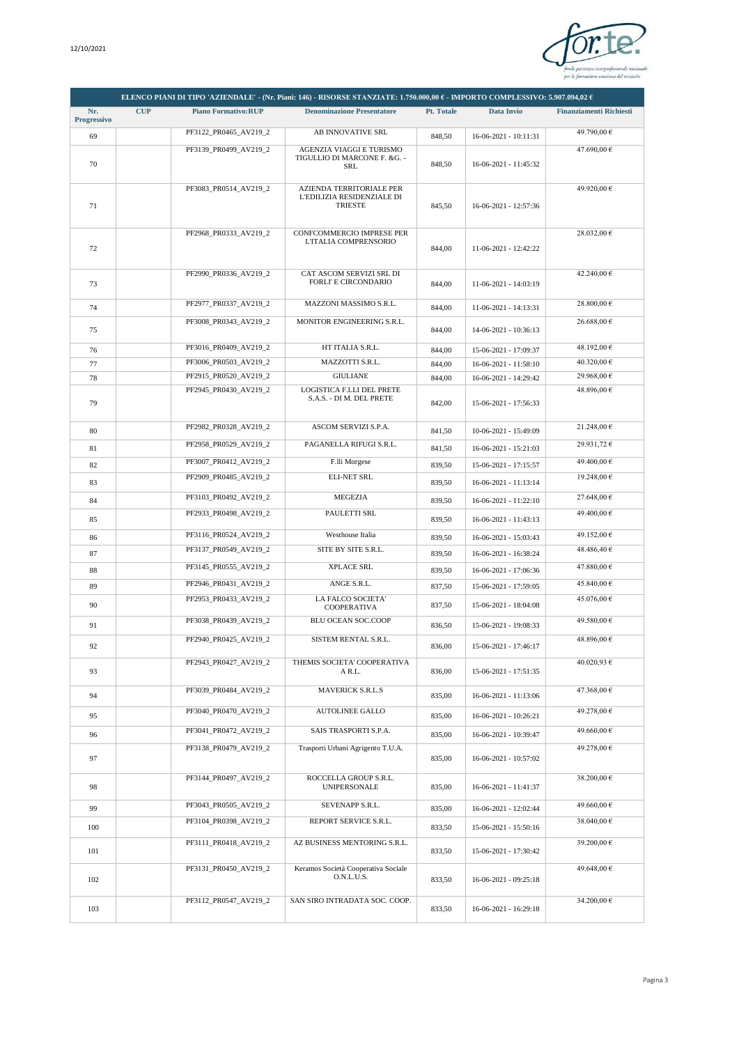12/10/2021

| ELENCO PIANI DI TIPO 'AZIENDALE' - (Nr. Piani: 146) - RISORSE STANZIATE: 1.750.000,00 € - IMPORTO COMPLESSIVO: 5.907.094,02 € | | | | | | |
|---|---|---|---|---|---|---|
| Nr. Progressivo | CUP | Piano Formativo:RUP | Denominazione Presentatore | Pt. Totale | Data Invio | Finanziamenti Richiesti |
| 69 | | PF3122_PR0465_AV219_2 | AB INNOVATIVE SRL | 848,50 | 16-06-2021 - 10:11:31 | 49.790,00 € |
| 70 | | PF3139_PR0499_AV219_2 | AGENZIA VIAGGI E TURISMO TIGULLIO DI MARCONE F. &G. - SRL | 848,50 | 16-06-2021 - 11:45:32 | 47.690,00 € |
| 71 | | PF3083_PR0514_AV219_2 | AZIENDA TERRITORIALE PER L'EDILIZIA RESIDENZIALE DI TRIESTE | 845,50 | 16-06-2021 - 12:57:36 | 49.920,00 € |
| 72 | | PF2968_PR0333_AV219_2 | CONFCOMMERCIO IMPRESE PER L'ITALIA COMPRENSORIO | 844,00 | 11-06-2021 - 12:42:22 | 28.032,00 € |
| 73 | | PF2990_PR0336_AV219_2 | CAT ASCOM SERVIZI SRL DI FORLI' E CIRCONDARIO | 844,00 | 11-06-2021 - 14:03:19 | 42.240,00 € |
| 74 | | PF2977_PR0337_AV219_2 | MAZZONI MASSIMO S.R.L. | 844,00 | 11-06-2021 - 14:13:31 | 28.800,00 € |
| 75 | | PF3008_PR0343_AV219_2 | MONITOR ENGINEERING S.R.L. | 844,00 | 14-06-2021 - 10:36:13 | 26.688,00 € |
| 76 | | PF3016_PR0409_AV219_2 | HT ITALIA S.R.L. | 844,00 | 15-06-2021 - 17:09:37 | 48.192,00 € |
| 77 | | PF3006_PR0503_AV219_2 | MAZZOTTI S.R.L. | 844,00 | 16-06-2021 - 11:58:10 | 40.320,00 € |
| 78 | | PF2915_PR0520_AV219_2 | GIULIANE | 844,00 | 16-06-2021 - 14:29:42 | 29.968,00 € |
| 79 | | PF2945_PR0430_AV219_2 | LOGISTICA F.LLI DEL PRETE S.A.S. - DI M. DEL PRETE | 842,00 | 15-06-2021 - 17:56:33 | 48.896,00 € |
| 80 | | PF2982_PR0328_AV219_2 | ASCOM SERVIZI S.P.A. | 841,50 | 10-06-2021 - 15:49:09 | 21.248,00 € |
| 81 | | PF2958_PR0529_AV219_2 | PAGANELLA RIFUGI S.R.L. | 841,50 | 16-06-2021 - 15:21:03 | 29.931,72 € |
| 82 | | PF3007_PR0412_AV219_2 | F.lli Morgese | 839,50 | 15-06-2021 - 17:15:57 | 49.400,00 € |
| 83 | | PF2909_PR0485_AV219_2 | ELI-NET SRL | 839,50 | 16-06-2021 - 11:13:14 | 19.248,00 € |
| 84 | | PF3103_PR0492_AV219_2 | MEGEZIA | 839,50 | 16-06-2021 - 11:22:10 | 27.648,00 € |
| 85 | | PF2933_PR0498_AV219_2 | PAULETTI SRL | 839,50 | 16-06-2021 - 11:43:13 | 49.400,00 € |
| 86 | | PF3116_PR0524_AV219_2 | Westhouse Italia | 839,50 | 16-06-2021 - 15:03:43 | 49.152,00 € |
| 87 | | PF3137_PR0549_AV219_2 | SITE BY SITE S.R.L. | 839,50 | 16-06-2021 - 16:38:24 | 48.486,40 € |
| 88 | | PF3145_PR0555_AV219_2 | XPLACE SRL | 839,50 | 16-06-2021 - 17:06:36 | 47.880,00 € |
| 89 | | PF2946_PR0431_AV219_2 | ANGE S.R.L. | 837,50 | 15-06-2021 - 17:59:05 | 45.840,00 € |
| 90 | | PF2953_PR0433_AV219_2 | LA FALCO SOCIETA' COOPERATIVA | 837,50 | 15-06-2021 - 18:04:08 | 45.076,00 € |
| 91 | | PF3038_PR0439_AV219_2 | BLU OCEAN SOC.COOP | 836,50 | 15-06-2021 - 19:08:33 | 49.580,00 € |
| 92 | | PF2940_PR0425_AV219_2 | SISTEM RENTAL S.R.L. | 836,00 | 15-06-2021 - 17:46:17 | 48.896,00 € |
| 93 | | PF2943_PR0427_AV219_2 | THEMIS SOCIETA' COOPERATIVA A R.L. | 836,00 | 15-06-2021 - 17:51:35 | 40.020,93 € |
| 94 | | PF3039_PR0484_AV219_2 | MAVERICK S.R.L.S | 835,00 | 16-06-2021 - 11:13:06 | 47.368,00 € |
| 95 | | PF3040_PR0470_AV219_2 | AUTOLINEE GALLO | 835,00 | 16-06-2021 - 10:26:21 | 49.278,00 € |
| 96 | | PF3041_PR0472_AV219_2 | SAIS TRASPORTI S.P.A. | 835,00 | 16-06-2021 - 10:39:47 | 49.660,00 € |
| 97 | | PF3138_PR0479_AV219_2 | Trasporti Urbani Agrigento T.U.A. | 835,00 | 16-06-2021 - 10:57:02 | 49.278,00 € |
| 98 | | PF3144_PR0497_AV219_2 | ROCCELLA GROUP S.R.L. UNIPERSONALE | 835,00 | 16-06-2021 - 11:41:37 | 38.200,00 € |
| 99 | | PF3043_PR0505_AV219_2 | SEVENAPP S.R.L. | 835,00 | 16-06-2021 - 12:02:44 | 49.660,00 € |
| 100 | | PF3104_PR0398_AV219_2 | REPORT SERVICE S.R.L. | 833,50 | 15-06-2021 - 15:50:16 | 38.040,00 € |
| 101 | | PF3111_PR0418_AV219_2 | AZ BUSINESS MENTORING S.R.L. | 833,50 | 15-06-2021 - 17:30:42 | 39.200,00 € |
| 102 | | PF3131_PR0450_AV219_2 | Keramos Società Cooperativa Sociale O.N.L.U.S. | 833,50 | 16-06-2021 - 09:25:18 | 49.648,00 € |
| 103 | | PF3112_PR0547_AV219_2 | SAN SIRO INTRADATA SOC. COOP. | 833,50 | 16-06-2021 - 16:29:18 | 34.200,00 € |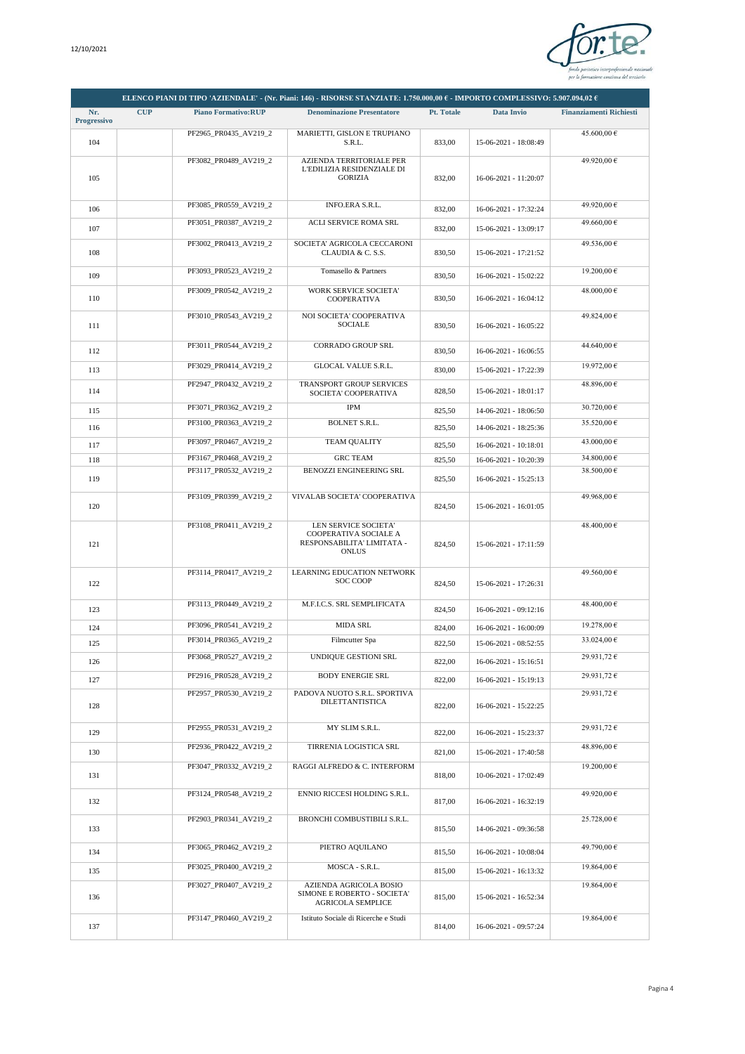| ELENCO PIANI DI TIPO 'AZIENDALE' - (Nr. Piani: 146) - RISORSE STANZIATE: 1.750.000,00 € - IMPORTO COMPLESSIVO: 5.907.094,02 € | | | | | | |
|---|---|---|---|---|---|---|
| Nr. Progressivo | CUP | Piano Formativo:RUP | Denominazione Presentatore | Pt. Totale | Data Invio | Finanziamenti Richiesti |
| 104 | | PF2965_PR0435_AV219_2 | MARIETTI, GISLON E TRUPIANO S.R.L. | 833,00 | 15-06-2021 - 18:08:49 | 45.600,00 € |
| 105 | | PF3082_PR0489_AV219_2 | AZIENDA TERRITORIALE PER L'EDILIZIA RESIDENZIALE DI GORIZIA | 832,00 | 16-06-2021 - 11:20:07 | 49.920,00 € |
| 106 | | PF3085_PR0559_AV219_2 | INFO.ERA S.R.L. | 832,00 | 16-06-2021 - 17:32:24 | 49.920,00 € |
| 107 | | PF3051_PR0387_AV219_2 | ACLI SERVICE ROMA SRL | 832,00 | 15-06-2021 - 13:09:17 | 49.660,00 € |
| 108 | | PF3002_PR0413_AV219_2 | SOCIETA' AGRICOLA CECCARONI CLAUDIA & C. S.S. | 830,50 | 15-06-2021 - 17:21:52 | 49.536,00 € |
| 109 | | PF3093_PR0523_AV219_2 | Tomasello & Partners | 830,50 | 16-06-2021 - 15:02:22 | 19.200,00 € |
| 110 | | PF3009_PR0542_AV219_2 | WORK SERVICE SOCIETA' COOPERATIVA | 830,50 | 16-06-2021 - 16:04:12 | 48.000,00 € |
| 111 | | PF3010_PR0543_AV219_2 | NOI SOCIETA' COOPERATIVA SOCIALE | 830,50 | 16-06-2021 - 16:05:22 | 49.824,00 € |
| 112 | | PF3011_PR0544_AV219_2 | CORRADO GROUP SRL | 830,50 | 16-06-2021 - 16:06:55 | 44.640,00 € |
| 113 | | PF3029_PR0414_AV219_2 | GLOCAL VALUE S.R.L. | 830,00 | 15-06-2021 - 17:22:39 | 19.972,00 € |
| 114 | | PF2947_PR0432_AV219_2 | TRANSPORT GROUP SERVICES SOCIETA' COOPERATIVA | 828,50 | 15-06-2021 - 18:01:17 | 48.896,00 € |
| 115 | | PF3071_PR0362_AV219_2 | IPM | 825,50 | 14-06-2021 - 18:06:50 | 30.720,00 € |
| 116 | | PF3100_PR0363_AV219_2 | BOLNET S.R.L. | 825,50 | 14-06-2021 - 18:25:36 | 35.520,00 € |
| 117 | | PF3097_PR0467_AV219_2 | TEAM QUALITY | 825,50 | 16-06-2021 - 10:18:01 | 43.000,00 € |
| 118 | | PF3167_PR0468_AV219_2 | GRC TEAM | 825,50 | 16-06-2021 - 10:20:39 | 34.800,00 € |
| 119 | | PF3117_PR0532_AV219_2 | BENOZZI ENGINEERING SRL | 825,50 | 16-06-2021 - 15:25:13 | 38.500,00 € |
| 120 | | PF3109_PR0399_AV219_2 | VIVALAB SOCIETA' COOPERATIVA | 824,50 | 15-06-2021 - 16:01:05 | 49.968,00 € |
| 121 | | PF3108_PR0411_AV219_2 | LEN SERVICE SOCIETA' COOPERATIVA SOCIALE A RESPONSABILITA' LIMITATA - ONLUS | 824,50 | 15-06-2021 - 17:11:59 | 48.400,00 € |
| 122 | | PF3114_PR0417_AV219_2 | LEARNING EDUCATION NETWORK SOC COOP | 824,50 | 15-06-2021 - 17:26:31 | 49.560,00 € |
| 123 | | PF3113_PR0449_AV219_2 | M.F.I.C.S. SRL SEMPLIFICATA | 824,50 | 16-06-2021 - 09:12:16 | 48.400,00 € |
| 124 | | PF3096_PR0541_AV219_2 | MIDA SRL | 824,00 | 16-06-2021 - 16:00:09 | 19.278,00 € |
| 125 | | PF3014_PR0365_AV219_2 | Filmcutter Spa | 822,50 | 15-06-2021 - 08:52:55 | 33.024,00 € |
| 126 | | PF3068_PR0527_AV219_2 | UNDIQUE GESTIONI SRL | 822,00 | 16-06-2021 - 15:16:51 | 29.931,72 € |
| 127 | | PF2916_PR0528_AV219_2 | BODY ENERGIE SRL | 822,00 | 16-06-2021 - 15:19:13 | 29.931,72 € |
| 128 | | PF2957_PR0530_AV219_2 | PADOVA NUOTO S.R.L. SPORTIVA DILETTANTISTICA | 822,00 | 16-06-2021 - 15:22:25 | 29.931,72 € |
| 129 | | PF2955_PR0531_AV219_2 | MY SLIM S.R.L. | 822,00 | 16-06-2021 - 15:23:37 | 29.931,72 € |
| 130 | | PF2936_PR0422_AV219_2 | TIRRENIA LOGISTICA SRL | 821,00 | 15-06-2021 - 17:40:58 | 48.896,00 € |
| 131 | | PF3047_PR0332_AV219_2 | RAGGI ALFREDO & C. INTERFORM | 818,00 | 10-06-2021 - 17:02:49 | 19.200,00 € |
| 132 | | PF3124_PR0548_AV219_2 | ENNIO RICCESI HOLDING S.R.L. | 817,00 | 16-06-2021 - 16:32:19 | 49.920,00 € |
| 133 | | PF2903_PR0341_AV219_2 | BRONCHI COMBUSTIBILI S.R.L. | 815,50 | 14-06-2021 - 09:36:58 | 25.728,00 € |
| 134 | | PF3065_PR0462_AV219_2 | PIETRO AQUILANO | 815,50 | 16-06-2021 - 10:08:04 | 49.790,00 € |
| 135 | | PF3025_PR0400_AV219_2 | MOSCA - S.R.L. | 815,00 | 15-06-2021 - 16:13:32 | 19.864,00 € |
| 136 | | PF3027_PR0407_AV219_2 | AZIENDA AGRICOLA BOSIO SIMONE E ROBERTO - SOCIETA' AGRICOLA SEMPLICE | 815,00 | 15-06-2021 - 16:52:34 | 19.864,00 € |
| 137 | | PF3147_PR0460_AV219_2 | Istituto Sociale di Ricerche e Studi | 814,00 | 16-06-2021 - 09:57:24 | 19.864,00 € |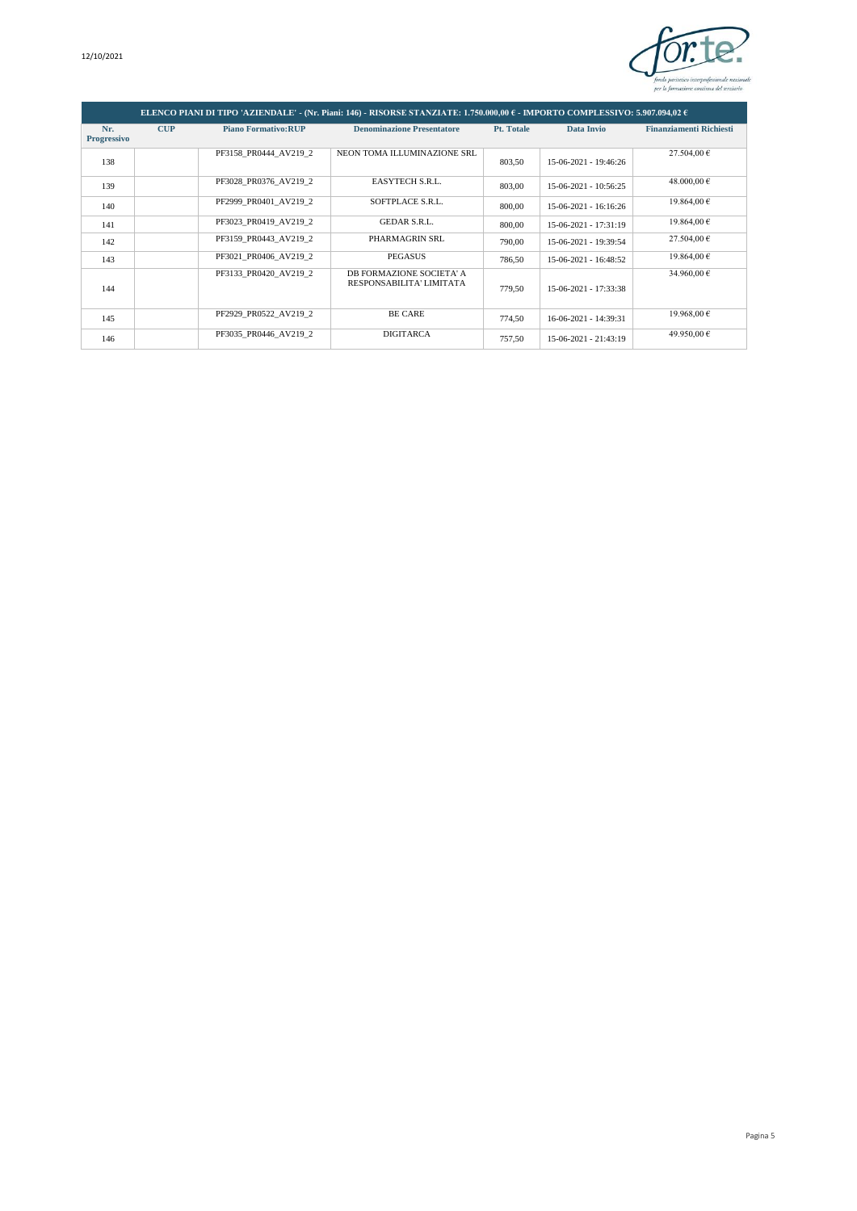| ELENCO PIANI DI TIPO 'AZIENDALE' - (Nr. Piani: 146) - RISORSE STANZIATE: 1.750.000,00 € - IMPORTO COMPLESSIVO: 5.907.094,02 € | | | | | | |
|---|---|---|---|---|---|---|
| **Nr. Progressivo** | **CUP** | **Piano Formativo:RUP** | **Denominazione Presentatore** | **Pt. Totale** | **Data Invio** | **Finanziamenti Richiesti** |
| 138 | | PF3158_PR0444_AV219_2 | NEON TOMA ILLUMINAZIONE SRL | 803,50 | 15-06-2021 - 19:46:26 | 27.504,00 € |
| 139 | | PF3028_PR0376_AV219_2 | EASYTECH S.R.L. | 803,00 | 15-06-2021 - 10:56:25 | 48.000,00 € |
| 140 | | PF2999_PR0401_AV219_2 | SOFTPLACE S.R.L. | 800,00 | 15-06-2021 - 16:16:26 | 19.864,00 € |
| 141 | | PF3023_PR0419_AV219_2 | GEDAR S.R.L. | 800,00 | 15-06-2021 - 17:31:19 | 19.864,00 € |
| 142 | | PF3159_PR0443_AV219_2 | PHARMAGRIN SRL | 790,00 | 15-06-2021 - 19:39:54 | 27.504,00 € |
| 143 | | PF3021_PR0406_AV219_2 | PEGASUS | 786,50 | 15-06-2021 - 16:48:52 | 19.864,00 € |
| 144 | | PF3133_PR0420_AV219_2 | DB FORMAZIONE SOCIETA' A RESPONSABILITA' LIMITATA | 779,50 | 15-06-2021 - 17:33:38 | 34.960,00 € |
| 145 | | PF2929_PR0522_AV219_2 | BE CARE | 774,50 | 16-06-2021 - 14:39:31 | 19.968,00 € |
| 146 | | PF3035_PR0446_AV219_2 | DIGITARCA | 757,50 | 15-06-2021 - 21:43:19 | 49.950,00 € |